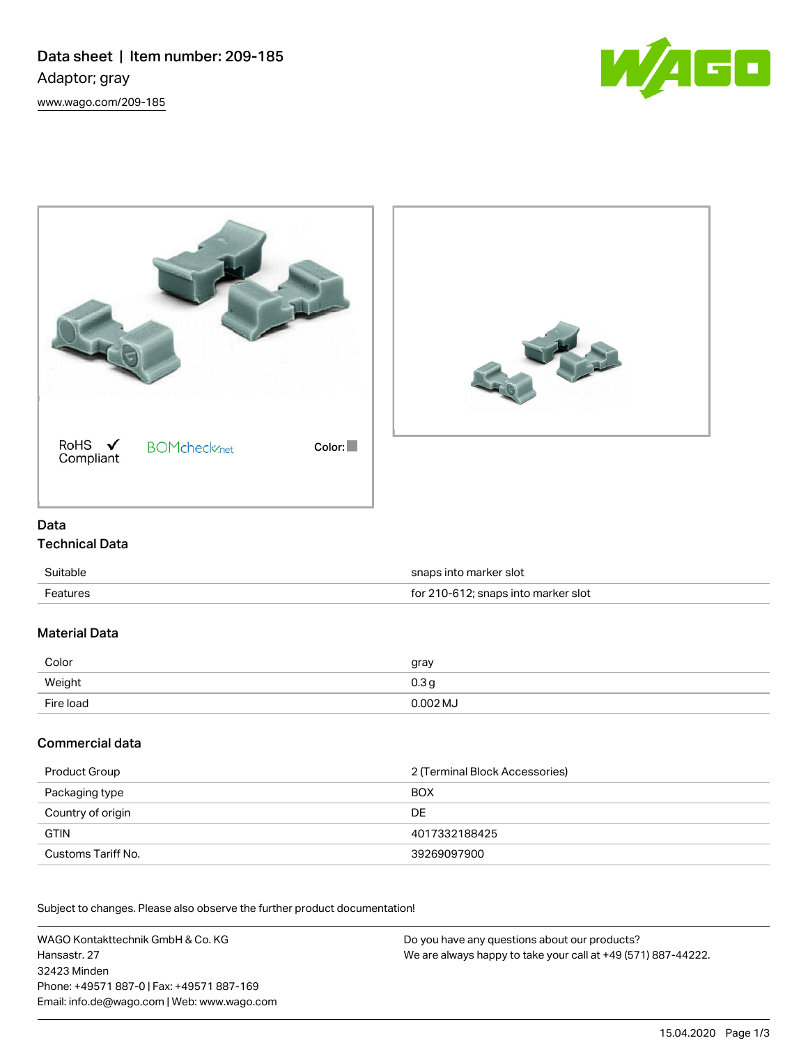# Data sheet | Item number: 209-185

Adaptor; gray

www.wago.com/209-185

RoHS ✓ Compliant

BOMcheck.net

Color:

## Data

### Technical Data

| | |
|---|---|
| Suitable | snaps into marker slot |
| Features | for 210-612; snaps into marker slot |

### Material Data

| | |
|---|---|
| Color | gray |
| Weight | 0.3 g |
| Fire load | 0.002 MJ |

### Commercial data

| | |
|---|---|
| Product Group | 2 (Terminal Block Accessories) |
| Packaging type | BOX |
| Country of origin | DE |
| GTIN | 4017332188425 |
| Customs Tariff No. | 39269097900 |

Subject to changes. Please also observe the further product documentation!

WAGO Kontakttechnik GmbH & Co. KG
Hansastr. 27
32423 Minden
Phone: +49571 887-0 | Fax: +49571 887-169
Email: info.de@wago.com | Web: www.wago.com

Do you have any questions about our products?
We are always happy to take your call at +49 (571) 887-44222.

15.04.2020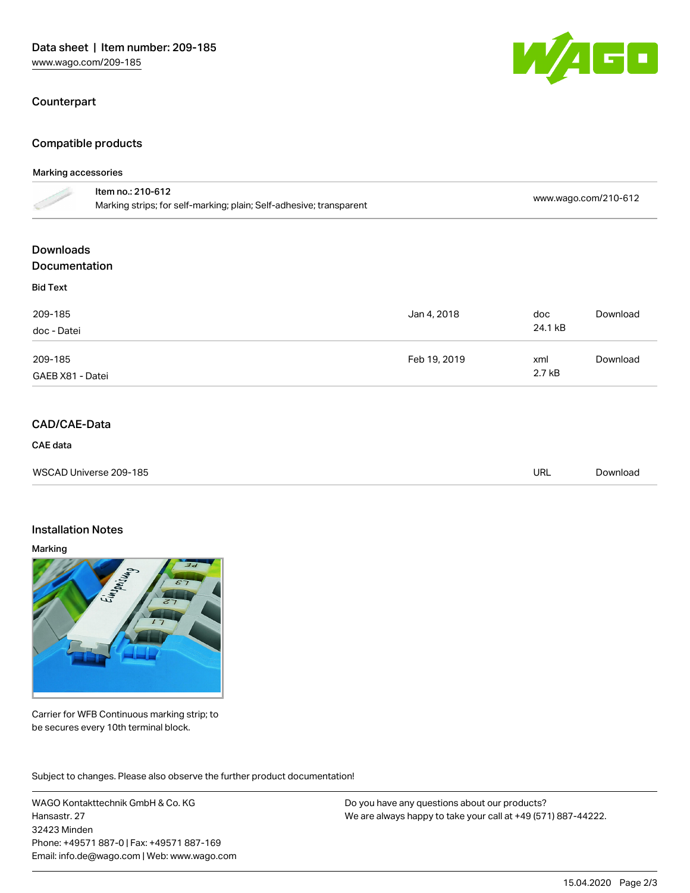## Counterpart

## Compatible products

### Marking accessories

| | |
|---|---|
| Item no.: 210-612<br>Marking strips; for self-marking; plain; Self-adhesive; transparent | www.wago.com/210-612 |

## Downloads
## Documentation

### Bid Text

| | | | |
|---|---|---|---|
| 209-185<br>doc - Datei | Jan 4, 2018 | doc<br>24.1 kB | Download |
| 209-185<br>GAEB X81 - Datei | Feb 19, 2019 | xml<br>2.7 kB | Download |

## CAD/CAE-Data

### CAE data

| | | |
|---|---|---|
| WSCAD Universe 209-185 | URL | Download |

## Installation Notes

### Marking

Carrier for WFB Continuous marking strip; to be secures every 10th terminal block.

Subject to changes. Please also observe the further product documentation!

WAGO Kontakttechnik GmbH & Co. KG
Hansastr. 27
32423 Minden
Phone: +49571 887-0 | Fax: +49571 887-169
Email: info.de@wago.com | Web: www.wago.com

Do you have any questions about our products?
We are always happy to take your call at +49 (571) 887-44222.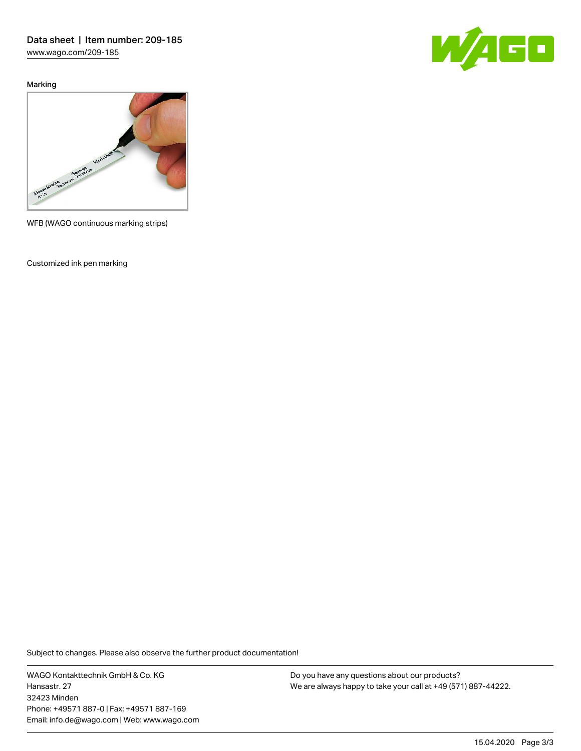Marking

WFB (WAGO continuous marking strips)

Customized ink pen marking

Subject to changes. Please also observe the further product documentation!

WAGO Kontakttechnik GmbH & Co. KG
Hansastr. 27
32423 Minden
Phone: +49571 887-0 | Fax: +49571 887-169
Email: info.de@wago.com | Web: www.wago.com

Do you have any questions about our products?
We are always happy to take your call at +49 (571) 887-44222.